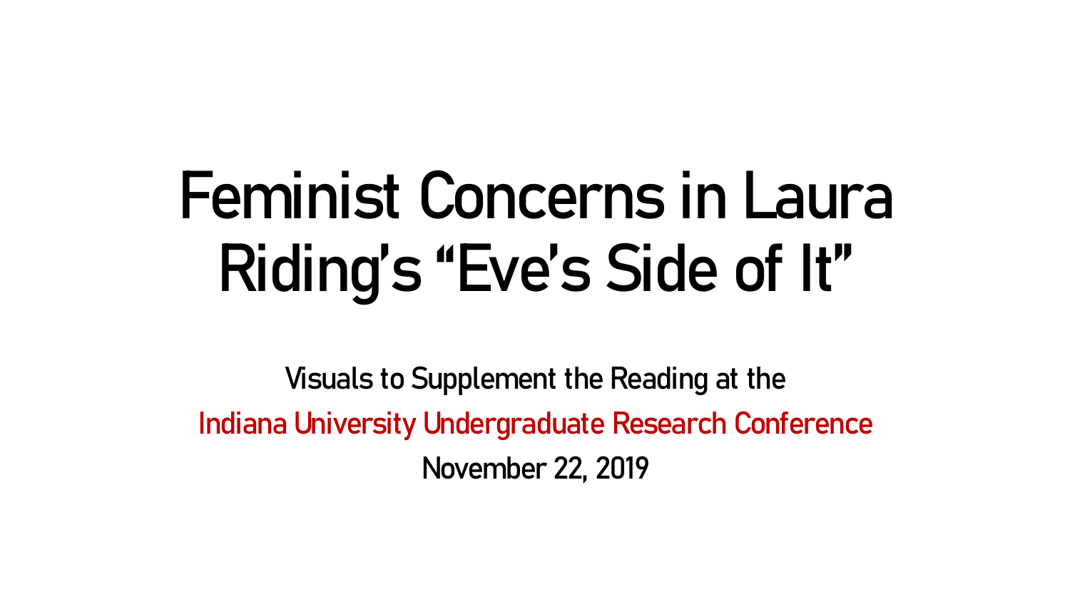# Feminist Concerns in Laura Riding's "Eve's Side of It"

Visuals to Supplement the Reading at the

Indiana University Undergraduate Research Conference

November 22, 2019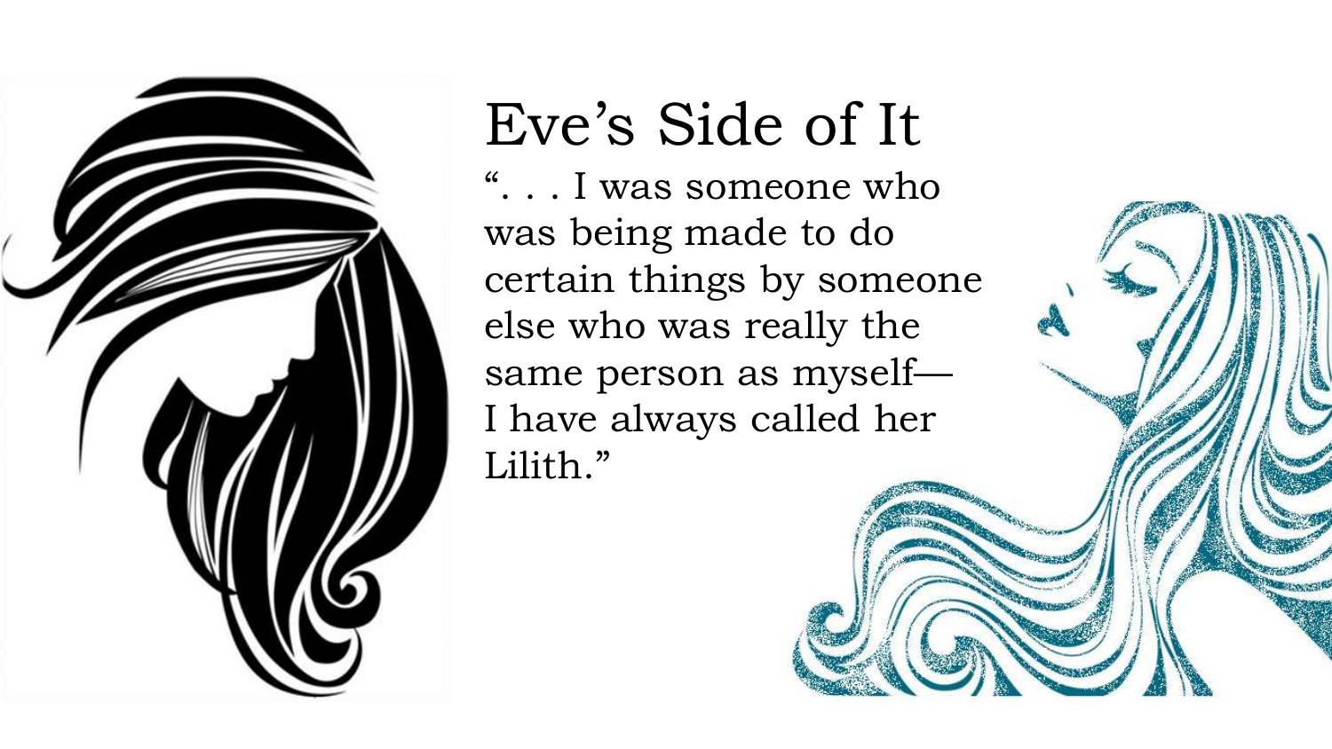# Eve's Side of It

". . . I was someone who was being made to do certain things by someone else who was really the same person as myself—I have always called her Lilith."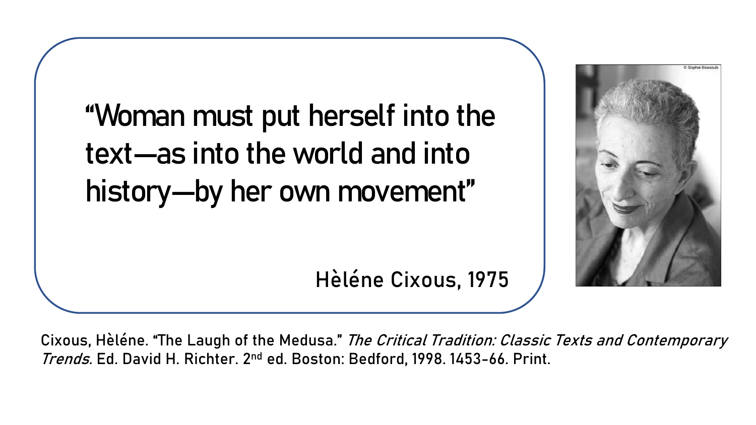"Woman must put herself into the text—as into the world and into history—by her own movement"

Hèléne Cixous, 1975

© Sophie Bassouls

Cixous, Hèléne. "The Laugh of the Medusa." *The Critical Tradition: Classic Texts and Contemporary Trends.* Ed. David H. Richter. 2nd ed. Boston: Bedford, 1998. 1453-66. Print.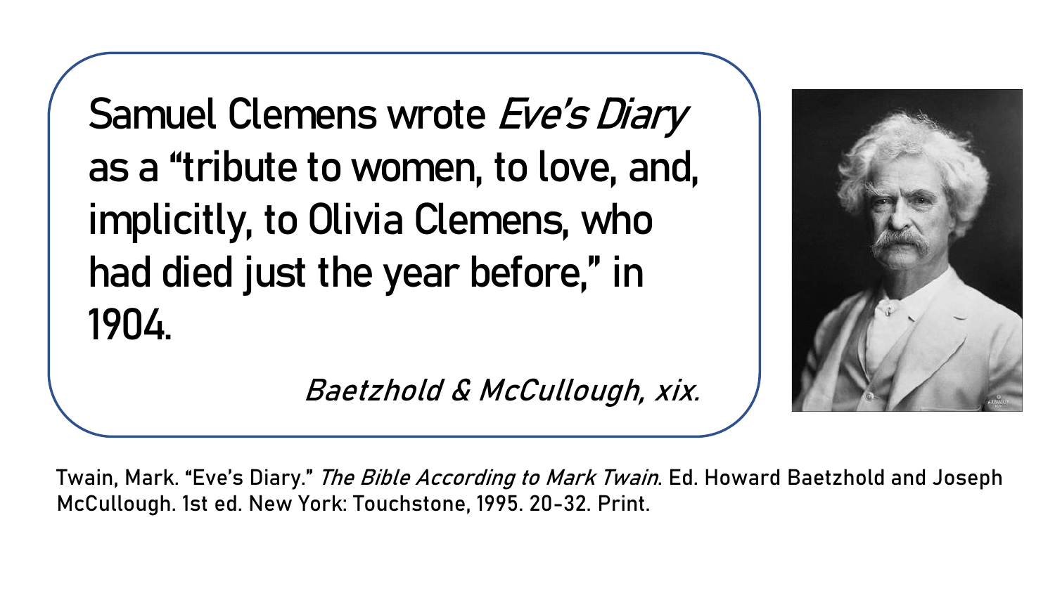Samuel Clemens wrote *Eve's Diary* as a "tribute to women, to love, and, implicitly, to Olivia Clemens, who had died just the year before," in 1904.

*Baetzhold & McCullough, xix.*

Twain, Mark. "Eve's Diary." *The Bible According to Mark Twain*. Ed. Howard Baetzhold and Joseph McCullough. 1st ed. New York: Touchstone, 1995. 20-32. Print.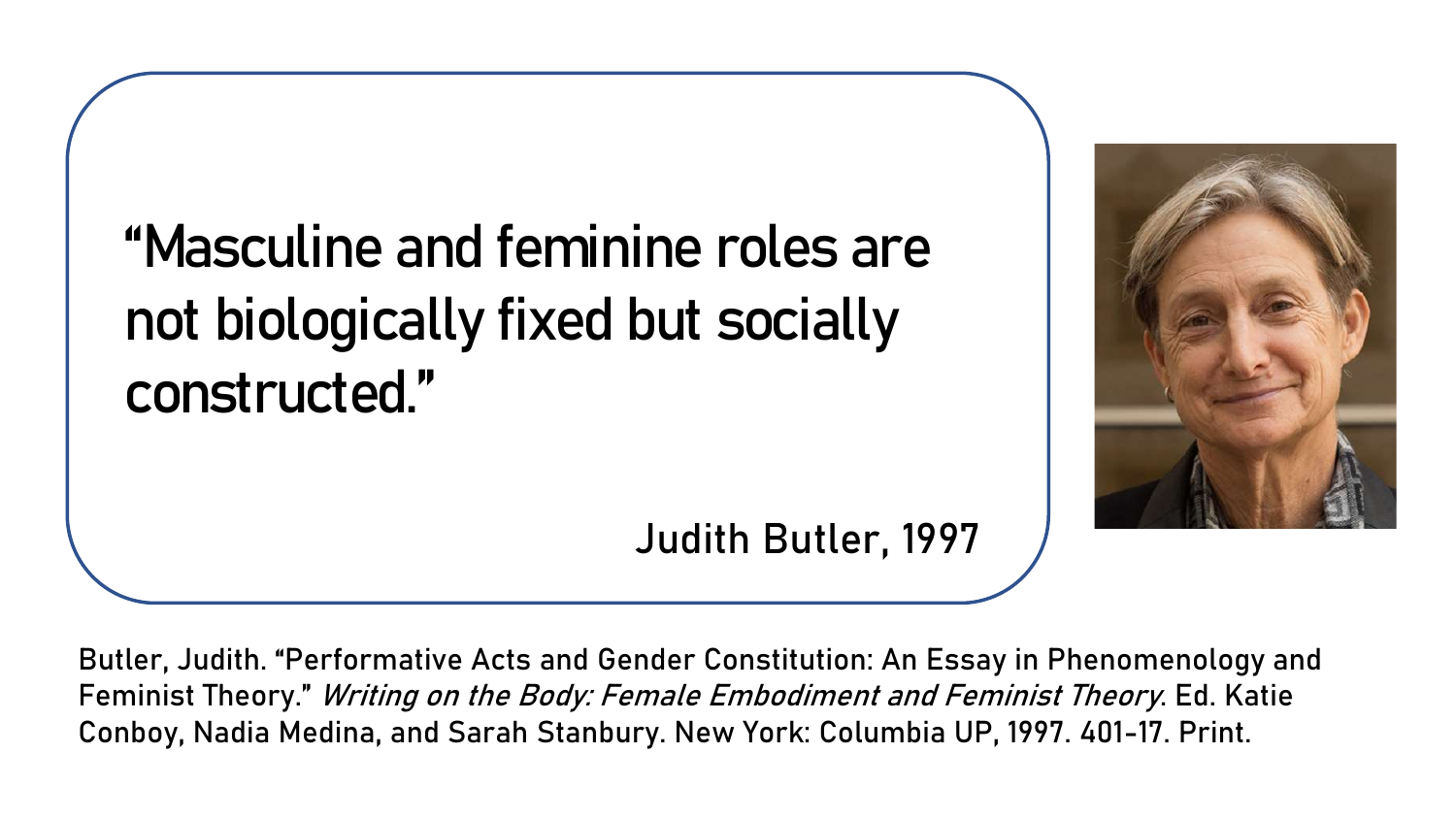> "Masculine and feminine roles are not biologically fixed but socially constructed."
>
> Judith Butler, 1997

Butler, Judith. "Performative Acts and Gender Constitution: An Essay in Phenomenology and Feminist Theory." *Writing on the Body: Female Embodiment and Feminist Theory*. Ed. Katie Conboy, Nadia Medina, and Sarah Stanbury. New York: Columbia UP, 1997. 401-17. Print.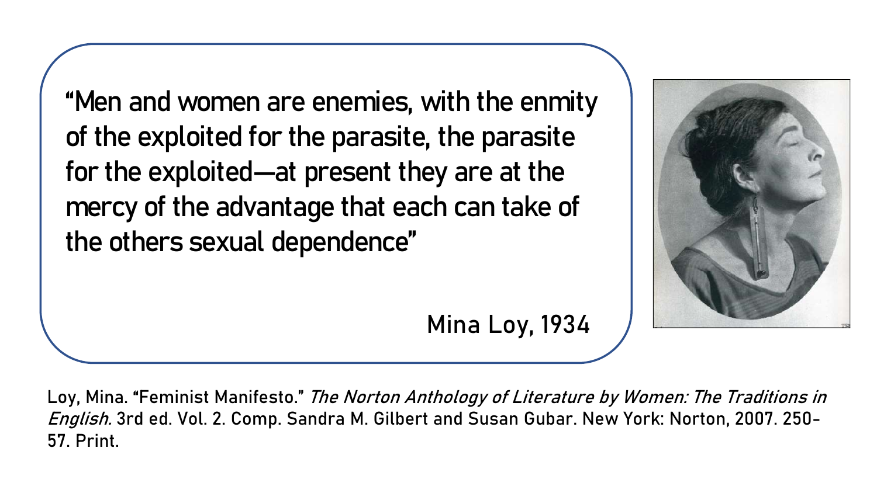"Men and women are enemies, with the enmity of the exploited for the parasite, the parasite for the exploited—at present they are at the mercy of the advantage that each can take of the others sexual dependence"

Mina Loy, 1934

Loy, Mina. "Feminist Manifesto." *The Norton Anthology of Literature by Women: The Traditions in English.* 3rd ed. Vol. 2. Comp. Sandra M. Gilbert and Susan Gubar. New York: Norton, 2007. 250-57. Print.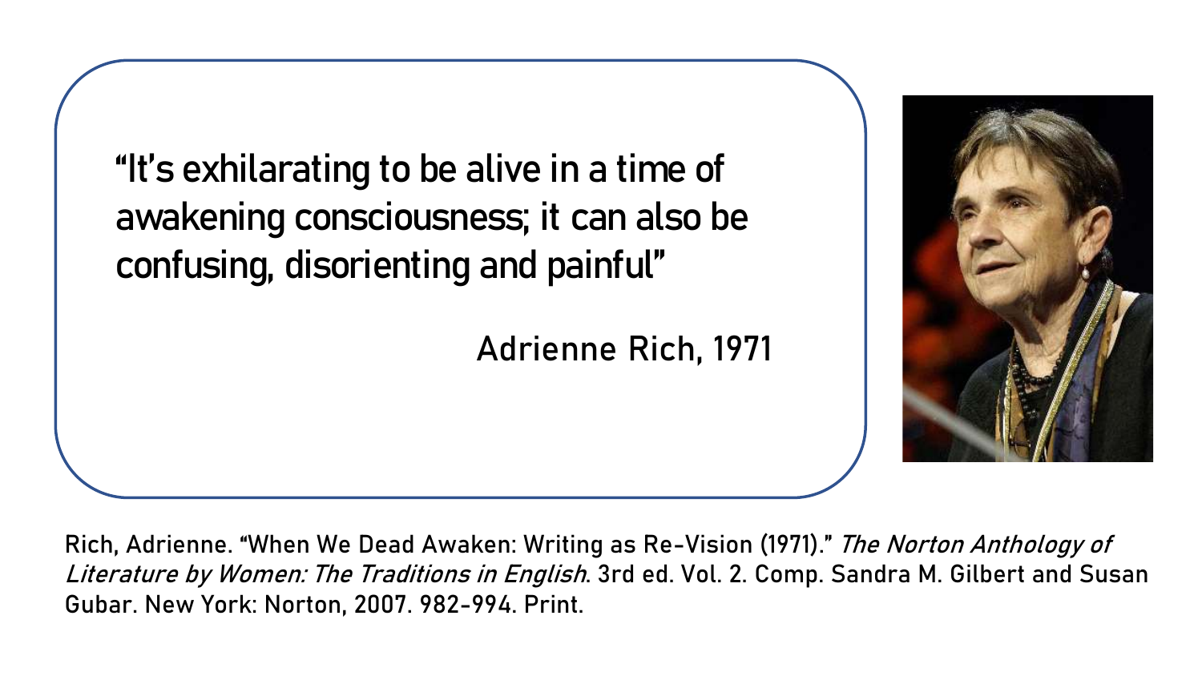> "It's exhilarating to be alive in a time of awakening consciousness; it can also be confusing, disorienting and painful"
>
> Adrienne Rich, 1971

Rich, Adrienne. "When We Dead Awaken: Writing as Re-Vision (1971)." *The Norton Anthology of Literature by Women: The Traditions in English*. 3rd ed. Vol. 2. Comp. Sandra M. Gilbert and Susan Gubar. New York: Norton, 2007. 982-994. Print.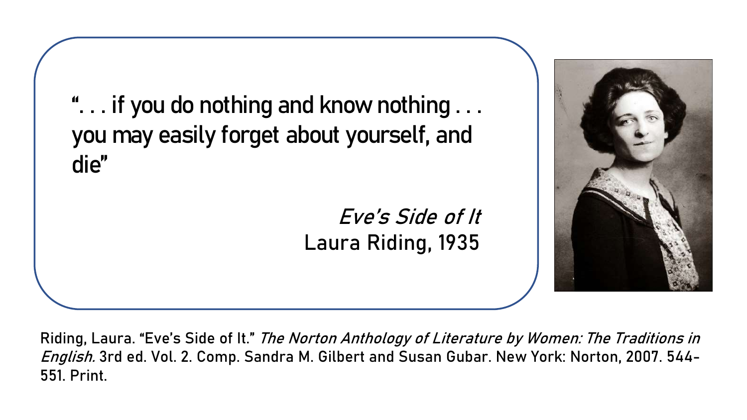". . . if you do nothing and know nothing . . . you may easily forget about yourself, and die"

*Eve's Side of It*
Laura Riding, 1935

Riding, Laura. "Eve's Side of It." *The Norton Anthology of Literature by Women: The Traditions in English.* 3rd ed. Vol. 2. Comp. Sandra M. Gilbert and Susan Gubar. New York: Norton, 2007. 544-551. Print.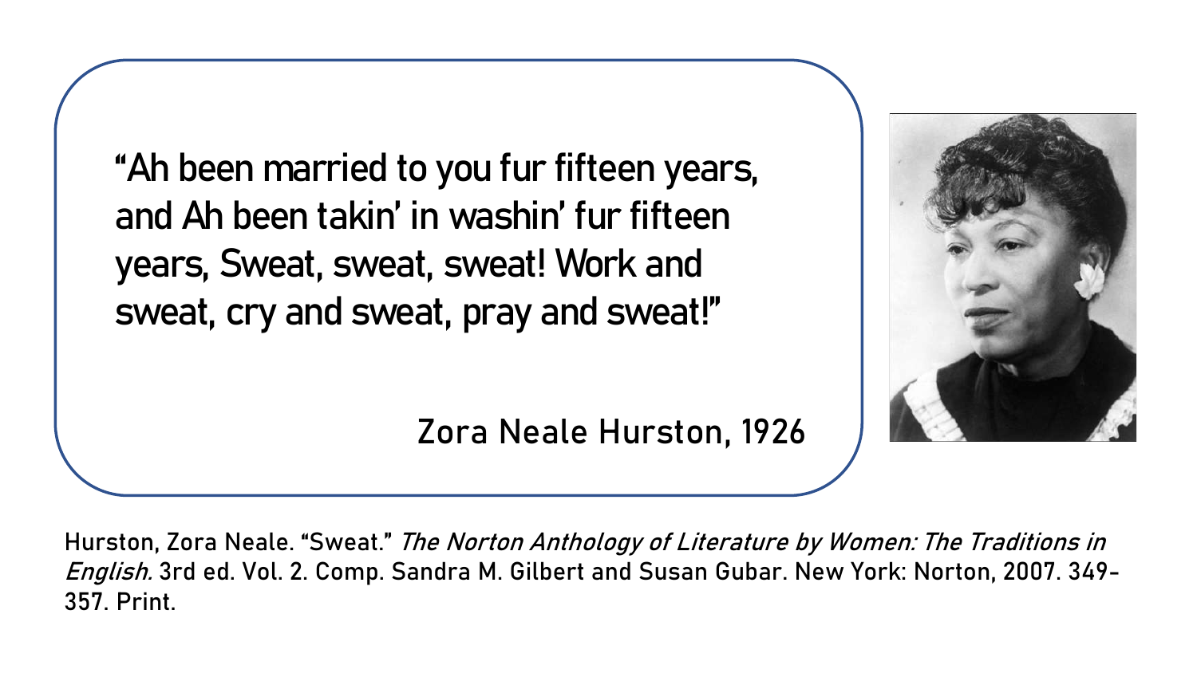"Ah been married to you fur fifteen years, and Ah been takin' in washin' fur fifteen years, Sweat, sweat, sweat! Work and sweat, cry and sweat, pray and sweat!"

Zora Neale Hurston, 1926

Hurston, Zora Neale. "Sweat." *The Norton Anthology of Literature by Women: The Traditions in English.* 3rd ed. Vol. 2. Comp. Sandra M. Gilbert and Susan Gubar. New York: Norton, 2007. 349-357. Print.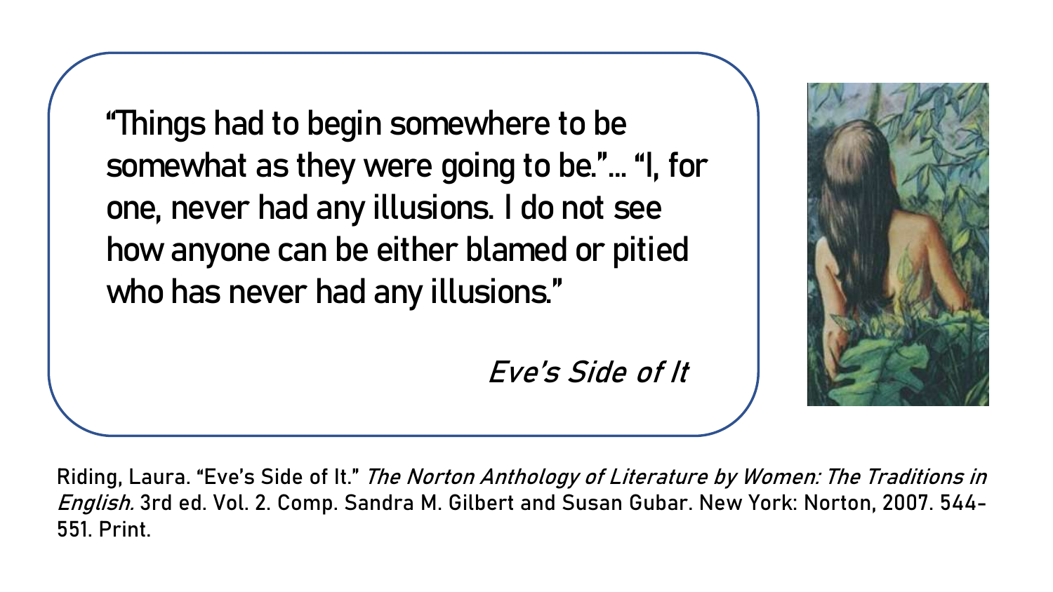"Things had to begin somewhere to be somewhat as they were going to be."... "I, for one, never had any illusions. I do not see how anyone can be either blamed or pitied who has never had any illusions."

*Eve's Side of It*

Riding, Laura. "Eve's Side of It." *The Norton Anthology of Literature by Women: The Traditions in English.* 3rd ed. Vol. 2. Comp. Sandra M. Gilbert and Susan Gubar. New York: Norton, 2007. 544-551. Print.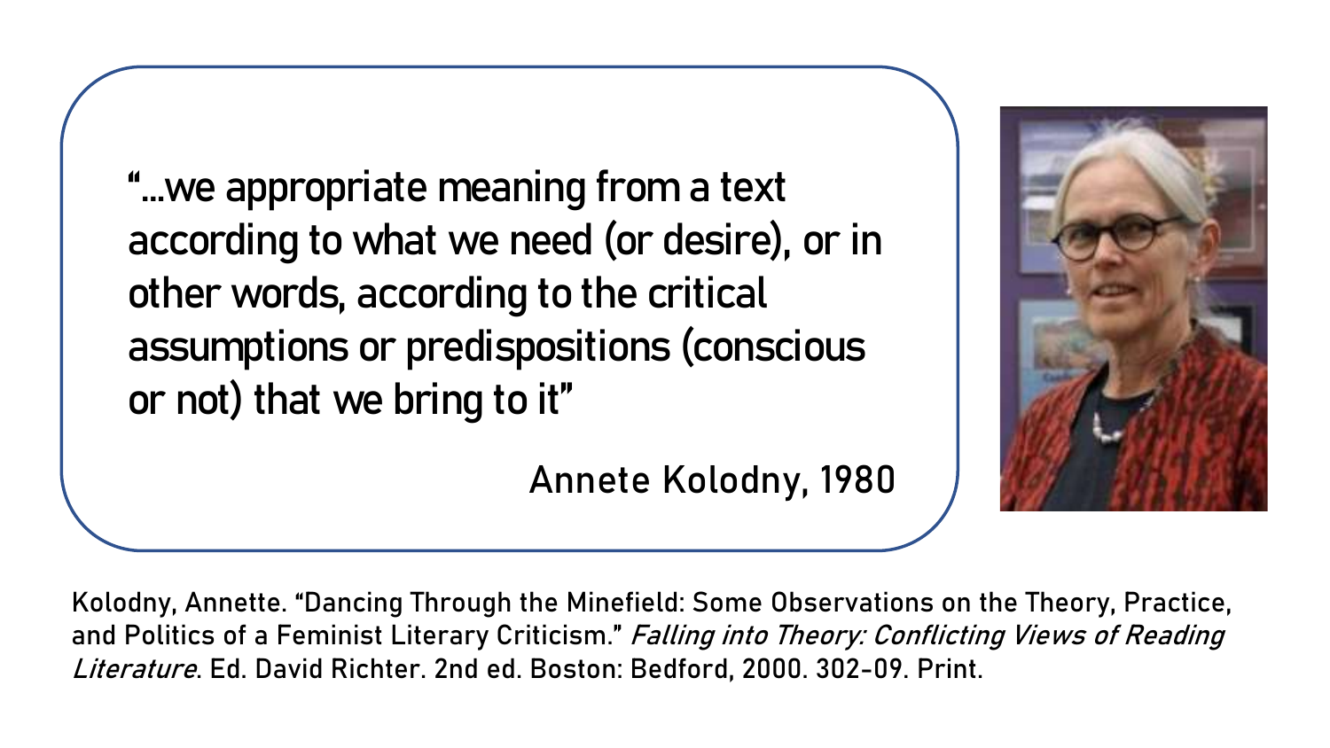> "...we appropriate meaning from a text according to what we need (or desire), or in other words, according to the critical assumptions or predispositions (conscious or not) that we bring to it"
>
> Annete Kolodny, 1980

Kolodny, Annette. "Dancing Through the Minefield: Some Observations on the Theory, Practice, and Politics of a Feminist Literary Criticism." *Falling into Theory: Conflicting Views of Reading Literature*. Ed. David Richter. 2nd ed. Boston: Bedford, 2000. 302-09. Print.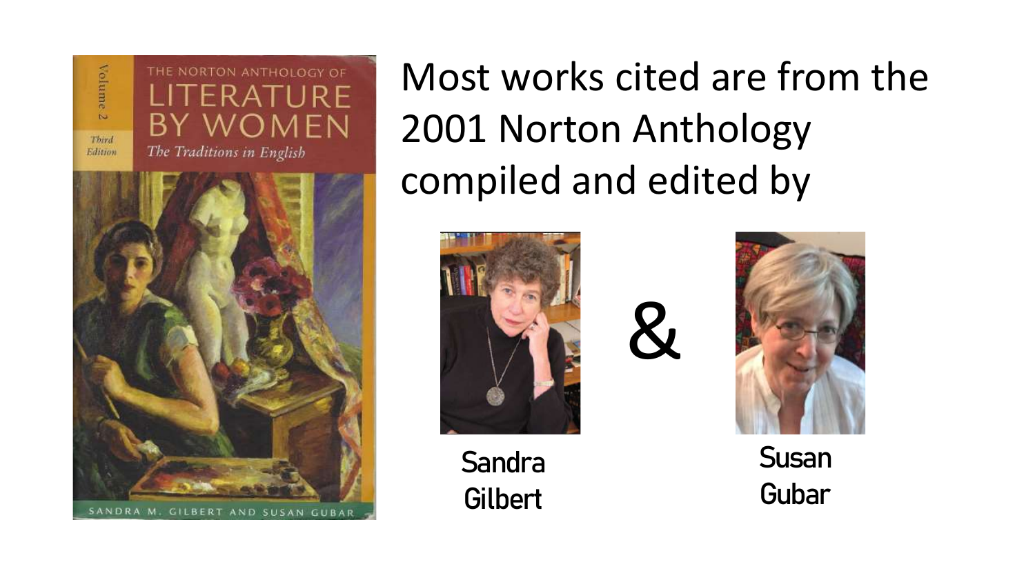Most works cited are from the 2001 Norton Anthology compiled and edited by

Sandra Gilbert & Susan Gubar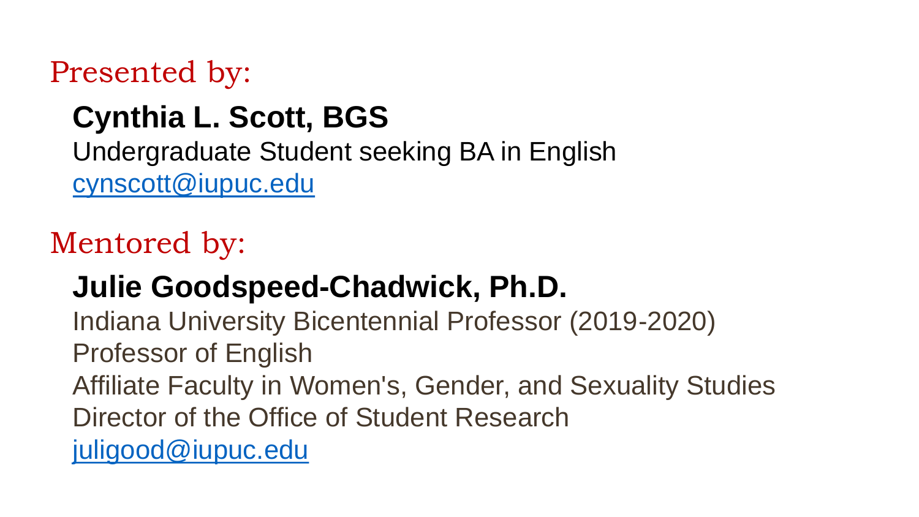## Presented by:

**Cynthia L. Scott, BGS**

Undergraduate Student seeking BA in English

cynscott@iupuc.edu

## Mentored by:

**Julie Goodspeed-Chadwick, Ph.D.**

Indiana University Bicentennial Professor (2019-2020)

Professor of English

Affiliate Faculty in Women's, Gender, and Sexuality Studies

Director of the Office of Student Research

juligood@iupuc.edu